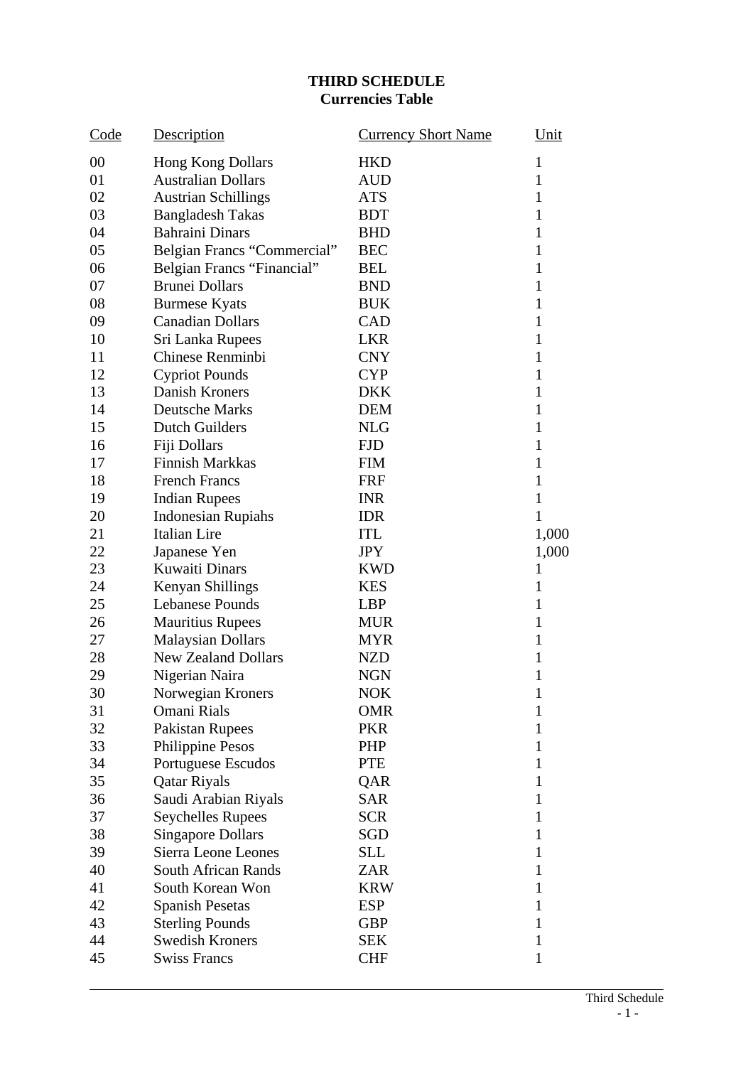# THIRD SCHEDULE
## Currencies Table

| Code | Description | Currency Short Name | Unit |
|---|---|---|---|
| 00 | Hong Kong Dollars | HKD | 1 |
| 01 | Australian Dollars | AUD | 1 |
| 02 | Austrian Schillings | ATS | 1 |
| 03 | Bangladesh Takas | BDT | 1 |
| 04 | Bahraini Dinars | BHD | 1 |
| 05 | Belgian Francs "Commercial" | BEC | 1 |
| 06 | Belgian Francs "Financial" | BEL | 1 |
| 07 | Brunei Dollars | BND | 1 |
| 08 | Burmese Kyats | BUK | 1 |
| 09 | Canadian Dollars | CAD | 1 |
| 10 | Sri Lanka Rupees | LKR | 1 |
| 11 | Chinese Renminbi | CNY | 1 |
| 12 | Cypriot Pounds | CYP | 1 |
| 13 | Danish Kroners | DKK | 1 |
| 14 | Deutsche Marks | DEM | 1 |
| 15 | Dutch Guilders | NLG | 1 |
| 16 | Fiji Dollars | FJD | 1 |
| 17 | Finnish Markkas | FIM | 1 |
| 18 | French Francs | FRF | 1 |
| 19 | Indian Rupees | INR | 1 |
| 20 | Indonesian Rupiahs | IDR | 1 |
| 21 | Italian Lire | ITL | 1,000 |
| 22 | Japanese Yen | JPY | 1,000 |
| 23 | Kuwaiti Dinars | KWD | 1 |
| 24 | Kenyan Shillings | KES | 1 |
| 25 | Lebanese Pounds | LBP | 1 |
| 26 | Mauritius Rupees | MUR | 1 |
| 27 | Malaysian Dollars | MYR | 1 |
| 28 | New Zealand Dollars | NZD | 1 |
| 29 | Nigerian Naira | NGN | 1 |
| 30 | Norwegian Kroners | NOK | 1 |
| 31 | Omani Rials | OMR | 1 |
| 32 | Pakistan Rupees | PKR | 1 |
| 33 | Philippine Pesos | PHP | 1 |
| 34 | Portuguese Escudos | PTE | 1 |
| 35 | Qatar Riyals | QAR | 1 |
| 36 | Saudi Arabian Riyals | SAR | 1 |
| 37 | Seychelles Rupees | SCR | 1 |
| 38 | Singapore Dollars | SGD | 1 |
| 39 | Sierra Leone Leones | SLL | 1 |
| 40 | South African Rands | ZAR | 1 |
| 41 | South Korean Won | KRW | 1 |
| 42 | Spanish Pesetas | ESP | 1 |
| 43 | Sterling Pounds | GBP | 1 |
| 44 | Swedish Kroners | SEK | 1 |
| 45 | Swiss Francs | CHF | 1 |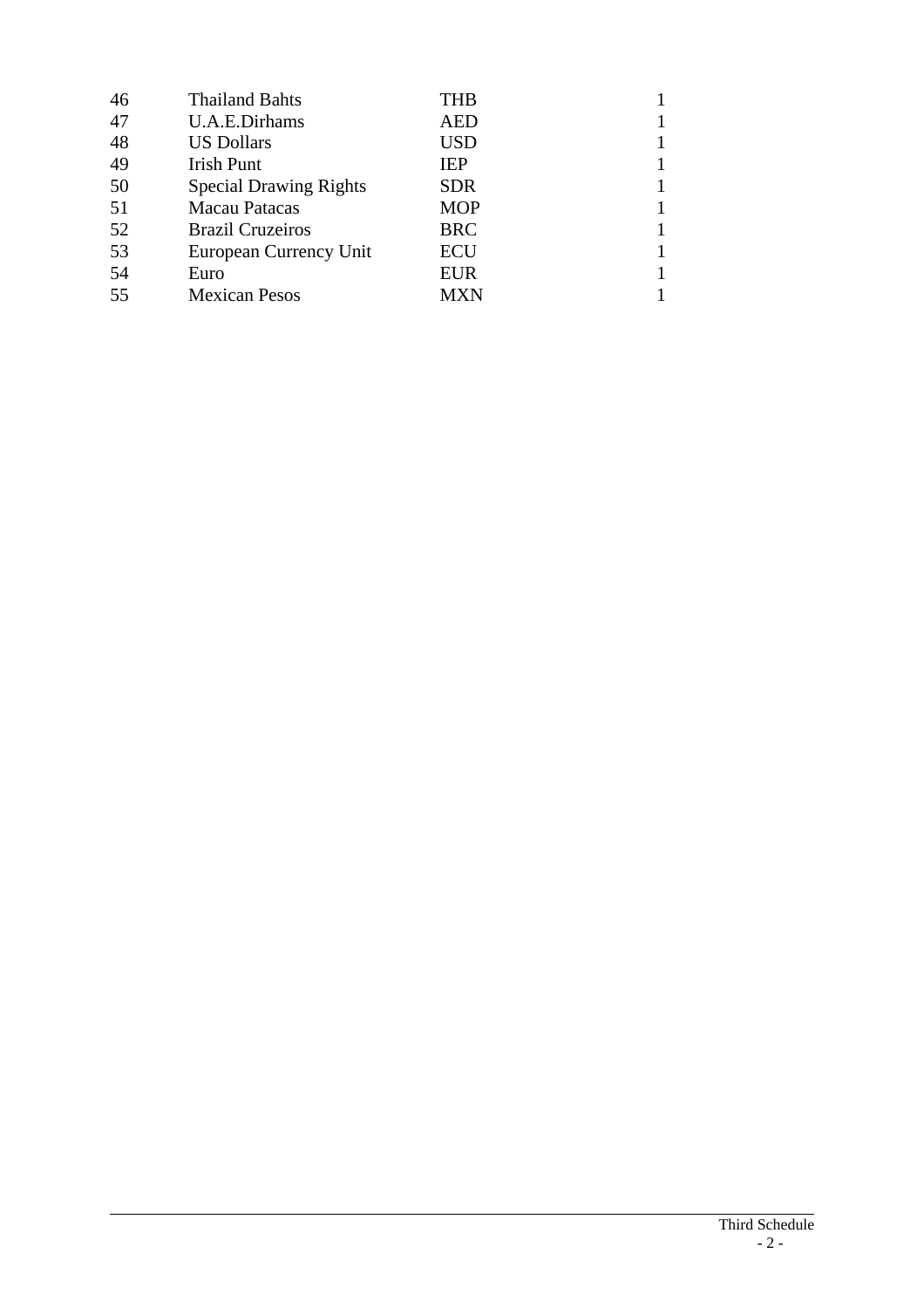| | | | |
|---|---|---|---|
| 46 | Thailand Bahts | THB | 1 |
| 47 | U.A.E.Dirhams | AED | 1 |
| 48 | US Dollars | USD | 1 |
| 49 | Irish Punt | IEP | 1 |
| 50 | Special Drawing Rights | SDR | 1 |
| 51 | Macau Patacas | MOP | 1 |
| 52 | Brazil Cruzeiros | BRC | 1 |
| 53 | European Currency Unit | ECU | 1 |
| 54 | Euro | EUR | 1 |
| 55 | Mexican Pesos | MXN | 1 |